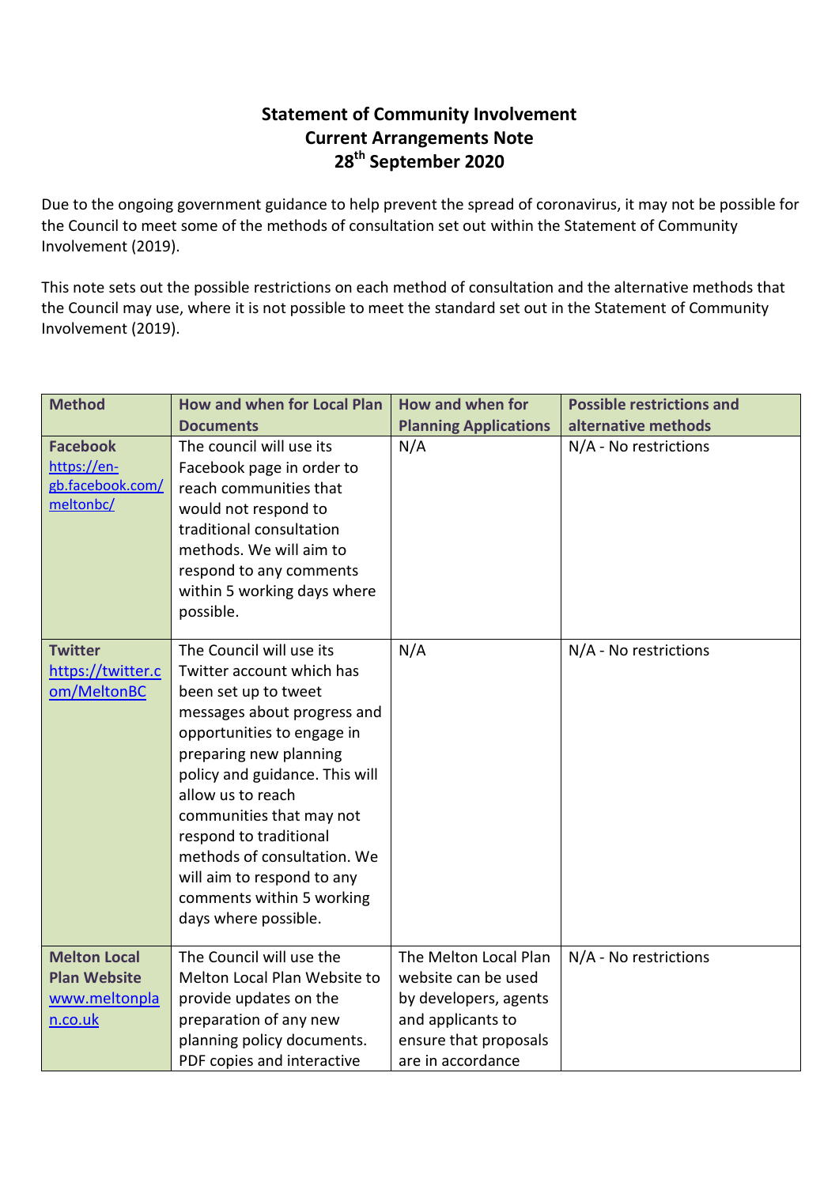# Statement of Community Involvement
## Current Arrangements Note
## 28th September 2020

Due to the ongoing government guidance to help prevent the spread of coronavirus, it may not be possible for the Council to meet some of the methods of consultation set out within the Statement of Community Involvement (2019).

This note sets out the possible restrictions on each method of consultation and the alternative methods that the Council may use, where it is not possible to meet the standard set out in the Statement of Community Involvement (2019).

| Method | How and when for Local Plan Documents | How and when for Planning Applications | Possible restrictions and alternative methods |
|---|---|---|---|
| **Facebook** https://en-gb.facebook.com/meltonbc/ | The council will use its Facebook page in order to reach communities that would not respond to traditional consultation methods. We will aim to respond to any comments within 5 working days where possible. | N/A | N/A - No restrictions |
| **Twitter** https://twitter.com/MeltonBC | The Council will use its Twitter account which has been set up to tweet messages about progress and opportunities to engage in preparing new planning policy and guidance. This will allow us to reach communities that may not respond to traditional methods of consultation. We will aim to respond to any comments within 5 working days where possible. | N/A | N/A - No restrictions |
| **Melton Local Plan Website** www.meltonplan.co.uk | The Council will use the Melton Local Plan Website to provide updates on the preparation of any new planning policy documents. PDF copies and interactive | The Melton Local Plan website can be used by developers, agents and applicants to ensure that proposals are in accordance | N/A - No restrictions |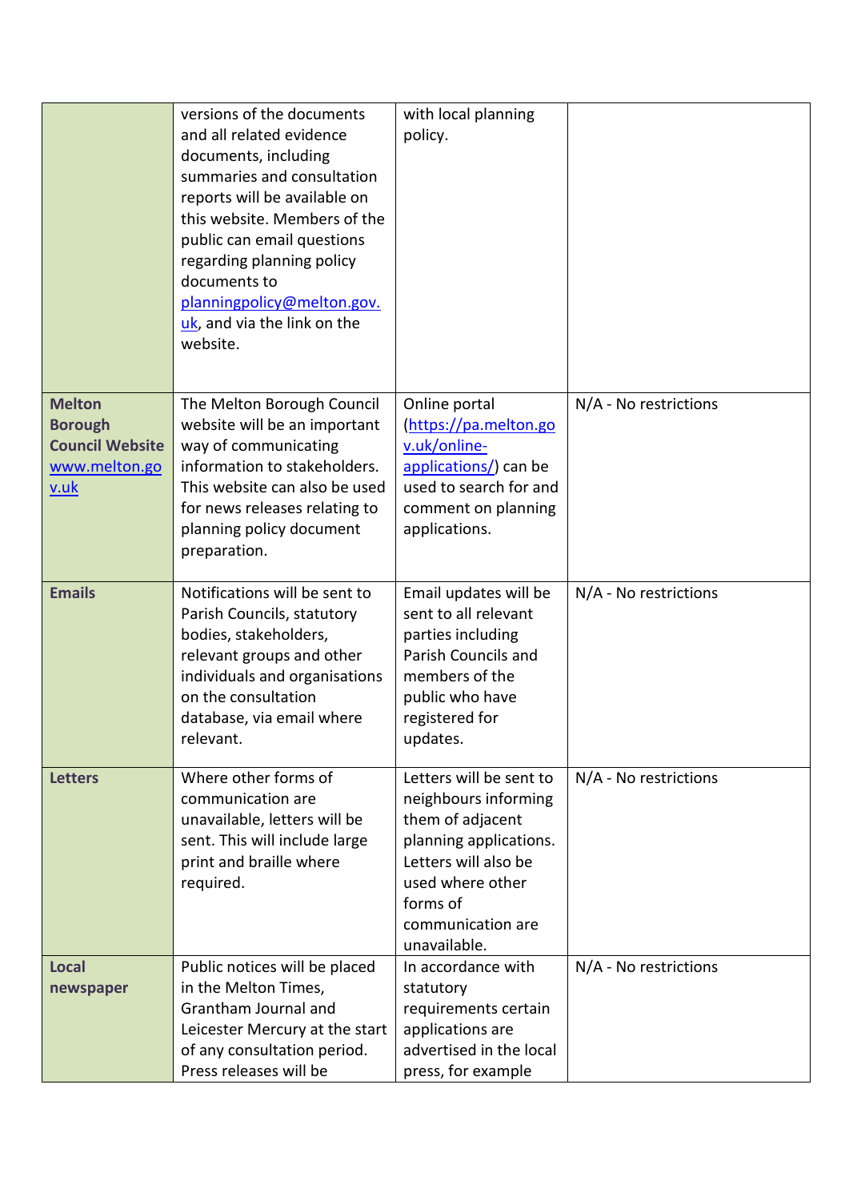| | | | |
|---|---|---|---|
| | versions of the documents and all related evidence documents, including summaries and consultation reports will be available on this website. Members of the public can email questions regarding planning policy documents to planningpolicy@melton.gov.uk, and via the link on the website. | with local planning policy. | |
| **Melton Borough Council Website** www.melton.gov.uk | The Melton Borough Council website will be an important way of communicating information to stakeholders. This website can also be used for news releases relating to planning policy document preparation. | Online portal (https://pa.melton.gov.uk/online-applications/) can be used to search for and comment on planning applications. | N/A - No restrictions |
| **Emails** | Notifications will be sent to Parish Councils, statutory bodies, stakeholders, relevant groups and other individuals and organisations on the consultation database, via email where relevant. | Email updates will be sent to all relevant parties including Parish Councils and members of the public who have registered for updates. | N/A - No restrictions |
| **Letters** | Where other forms of communication are unavailable, letters will be sent. This will include large print and braille where required. | Letters will be sent to neighbours informing them of adjacent planning applications. Letters will also be used where other forms of communication are unavailable. | N/A - No restrictions |
| **Local newspaper** | Public notices will be placed in the Melton Times, Grantham Journal and Leicester Mercury at the start of any consultation period. Press releases will be | In accordance with statutory requirements certain applications are advertised in the local press, for example | N/A - No restrictions |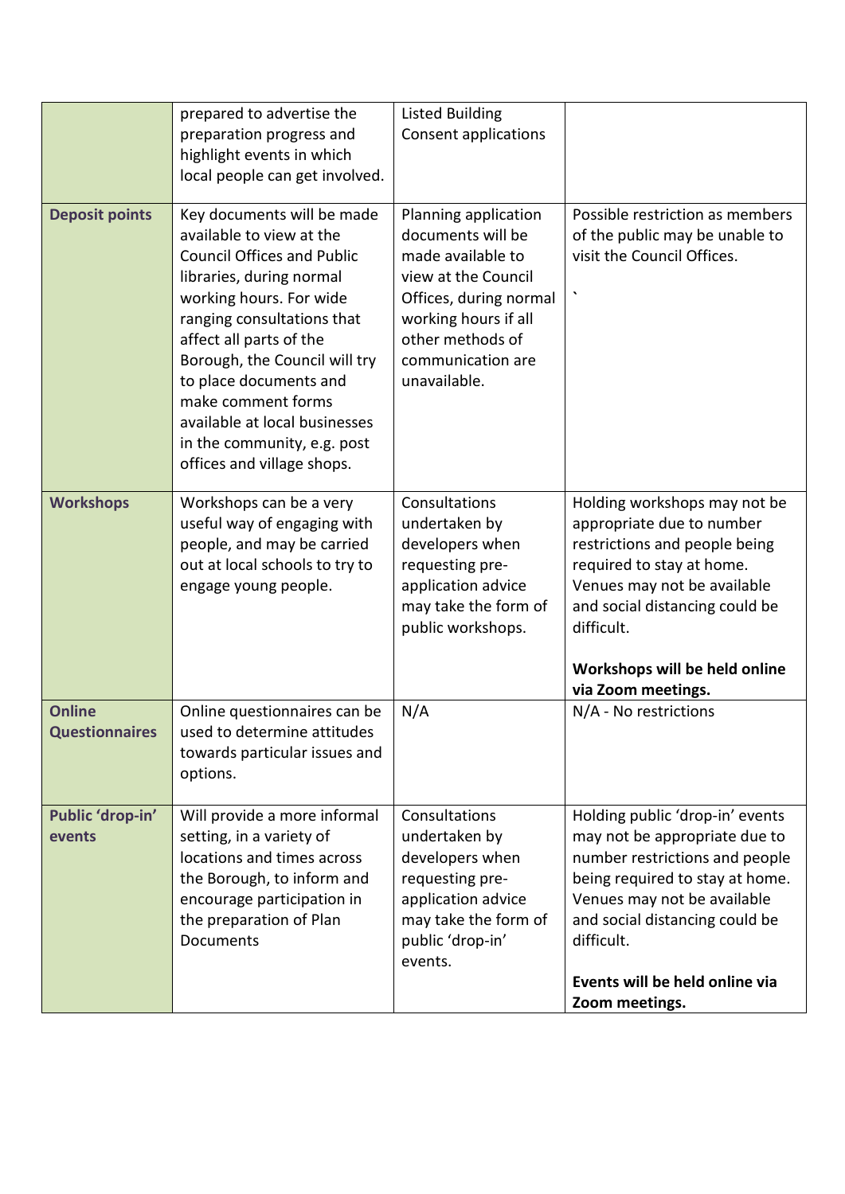| | | | |
|---|---|---|---|
| | prepared to advertise the preparation progress and highlight events in which local people can get involved. | Listed Building Consent applications | |
| **Deposit points** | Key documents will be made available to view at the Council Offices and Public libraries, during normal working hours. For wide ranging consultations that affect all parts of the Borough, the Council will try to place documents and make comment forms available at local businesses in the community, e.g. post offices and village shops. | Planning application documents will be made available to view at the Council Offices, during normal working hours if all other methods of communication are unavailable. | Possible restriction as members of the public may be unable to visit the Council Offices. ` |
| **Workshops** | Workshops can be a very useful way of engaging with people, and may be carried out at local schools to try to engage young people. | Consultations undertaken by developers when requesting pre-application advice may take the form of public workshops. | Holding workshops may not be appropriate due to number restrictions and people being required to stay at home. Venues may not be available and social distancing could be difficult. **Workshops will be held online via Zoom meetings.** |
| **Online Questionnaires** | Online questionnaires can be used to determine attitudes towards particular issues and options. | N/A | N/A - No restrictions |
| **Public 'drop-in' events** | Will provide a more informal setting, in a variety of locations and times across the Borough, to inform and encourage participation in the preparation of Plan Documents | Consultations undertaken by developers when requesting pre-application advice may take the form of public 'drop-in' events. | Holding public 'drop-in' events may not be appropriate due to number restrictions and people being required to stay at home. Venues may not be available and social distancing could be difficult. **Events will be held online via Zoom meetings.** |